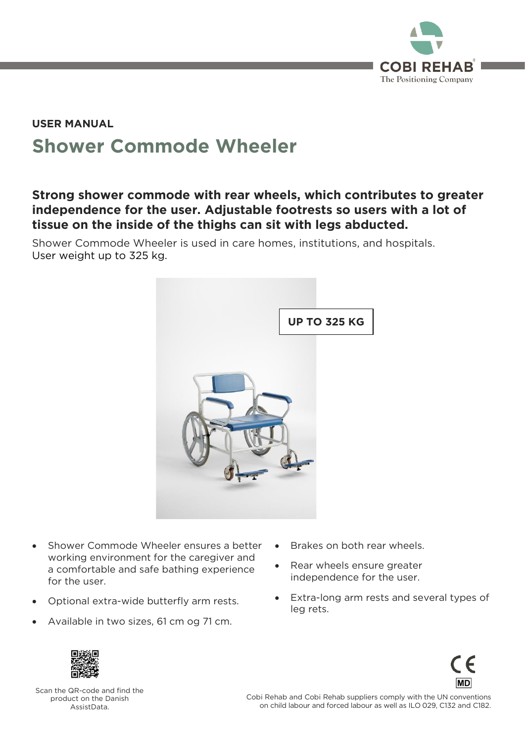USER MANUAL

# Shower Commode Wheeler

**Strong shower commode with rear wheels, which contributes to greater independence for the user. Adjustable footrests so users with a lot of tissue on the inside of the thighs can sit with legs abducted.**

Shower Commode Wheeler is used in care homes, institutions, and hospitals.
User weight up to 325 kg.

**UP TO 325 KG**

- Shower Commode Wheeler ensures a better working environment for the caregiver and a comfortable and safe bathing experience for the user.
- Optional extra-wide butterfly arm rests.
- Available in two sizes, 61 cm og 71 cm.
- Brakes on both rear wheels.
- Rear wheels ensure greater independence for the user.
- Extra-long arm rests and several types of leg rets.

Scan the QR-code and find the product on the Danish AssistData.

Cobi Rehab and Cobi Rehab suppliers comply with the UN conventions on child labour and forced labour as well as ILO 029, C132 and C182.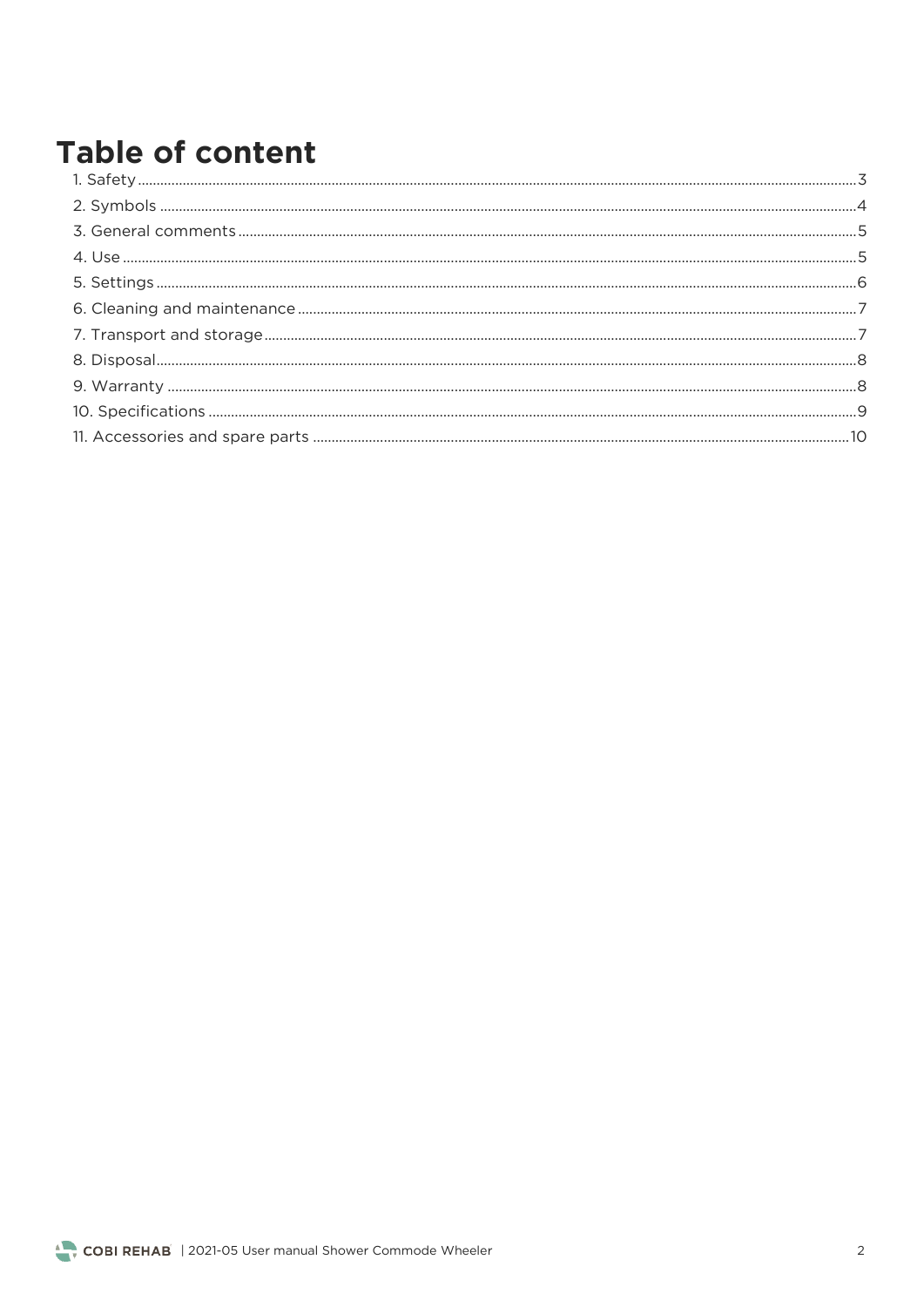# Table of content

1. Safety ... 3
2. Symbols ... 4
3. General comments ... 5
4. Use ... 5
5. Settings ... 6
6. Cleaning and maintenance ... 7
7. Transport and storage ... 7
8. Disposal ... 8
9. Warranty ... 8
10. Specifications ... 9
11. Accessories and spare parts ... 10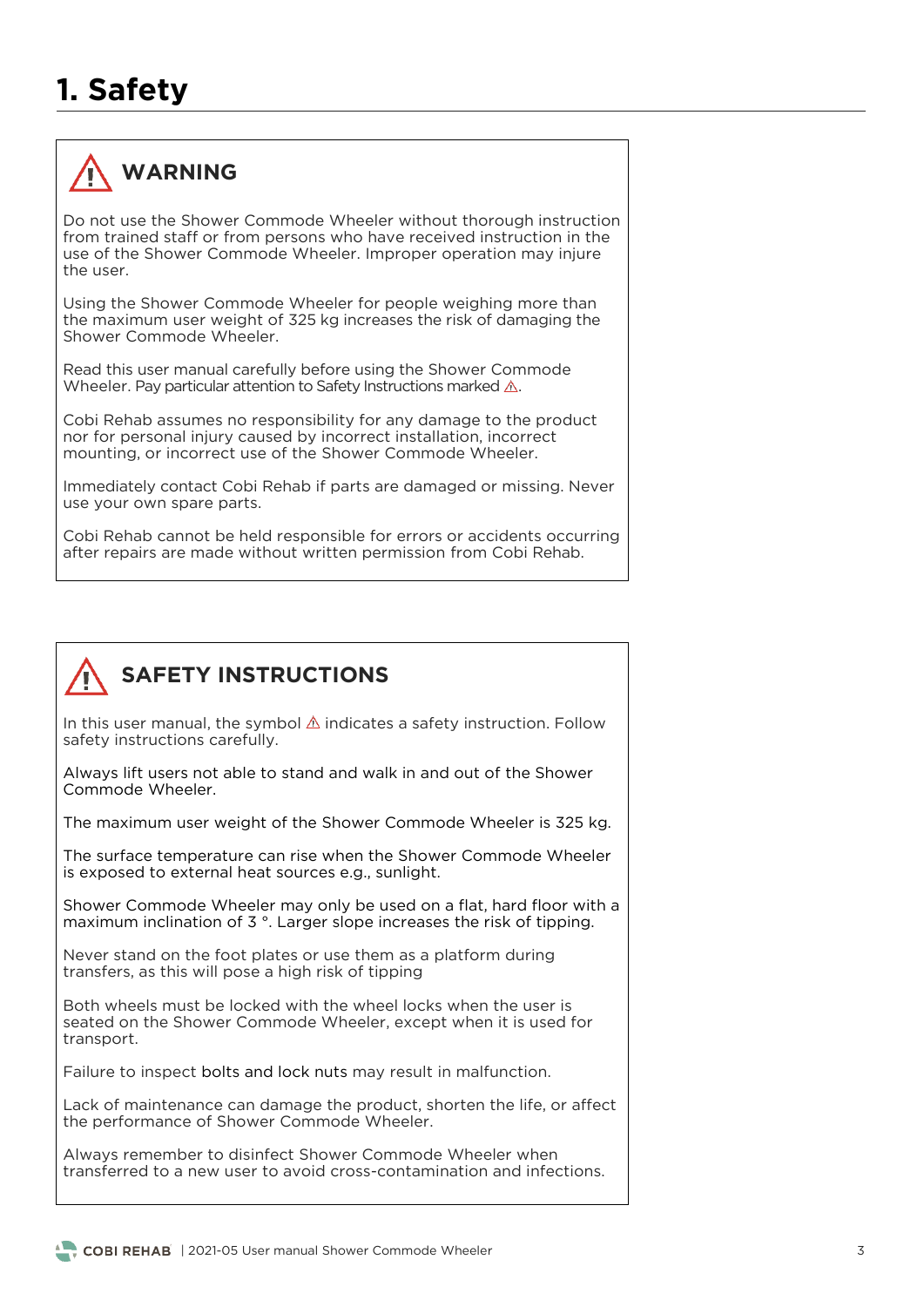# 1. Safety

## ⚠ WARNING

Do not use the Shower Commode Wheeler without thorough instruction from trained staff or from persons who have received instruction in the use of the Shower Commode Wheeler. Improper operation may injure the user.

Using the Shower Commode Wheeler for people weighing more than the maximum user weight of 325 kg increases the risk of damaging the Shower Commode Wheeler.

Read this user manual carefully before using the Shower Commode Wheeler. Pay particular attention to Safety Instructions marked ⚠.

Cobi Rehab assumes no responsibility for any damage to the product nor for personal injury caused by incorrect installation, incorrect mounting, or incorrect use of the Shower Commode Wheeler.

Immediately contact Cobi Rehab if parts are damaged or missing. Never use your own spare parts.

Cobi Rehab cannot be held responsible for errors or accidents occurring after repairs are made without written permission from Cobi Rehab.

## ⚠ SAFETY INSTRUCTIONS

In this user manual, the symbol ⚠ indicates a safety instruction. Follow safety instructions carefully.

Always lift users not able to stand and walk in and out of the Shower Commode Wheeler.

The maximum user weight of the Shower Commode Wheeler is 325 kg.

The surface temperature can rise when the Shower Commode Wheeler is exposed to external heat sources e.g., sunlight.

Shower Commode Wheeler may only be used on a flat, hard floor with a maximum inclination of 3 °. Larger slope increases the risk of tipping.

Never stand on the foot plates or use them as a platform during transfers, as this will pose a high risk of tipping

Both wheels must be locked with the wheel locks when the user is seated on the Shower Commode Wheeler, except when it is used for transport.

Failure to inspect bolts and lock nuts may result in malfunction.

Lack of maintenance can damage the product, shorten the life, or affect the performance of Shower Commode Wheeler.

Always remember to disinfect Shower Commode Wheeler when transferred to a new user to avoid cross-contamination and infections.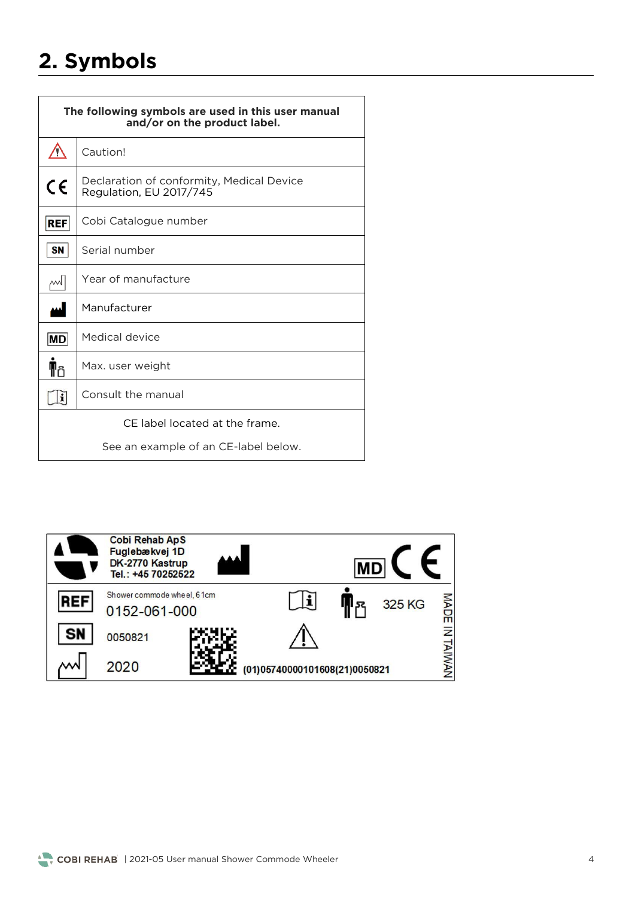## 2. Symbols

| The following symbols are used in this user manual and/or on the product label. | |
|---|---|
| ⚠ | Caution! |
| CE | Declaration of conformity, Medical Device Regulation, EU 2017/745 |
| REF | Cobi Catalogue number |
| SN | Serial number |
| | Year of manufacture |
| | Manufacturer |
| MD | Medical device |
| | Max. user weight |
| | Consult the manual |
| CE label located at the frame. See an example of an CE-label below. | |

Cobi Rehab ApS
Fuglebækvej 1D
DK-2770 Kastrup
Tel.: +45 70252522

MD CE

REF Shower commode wheel, 61cm
0152-061-000

SN 0050821

2020

325 KG

(01)05740000101608(21)0050821

MADE IN TAIWAN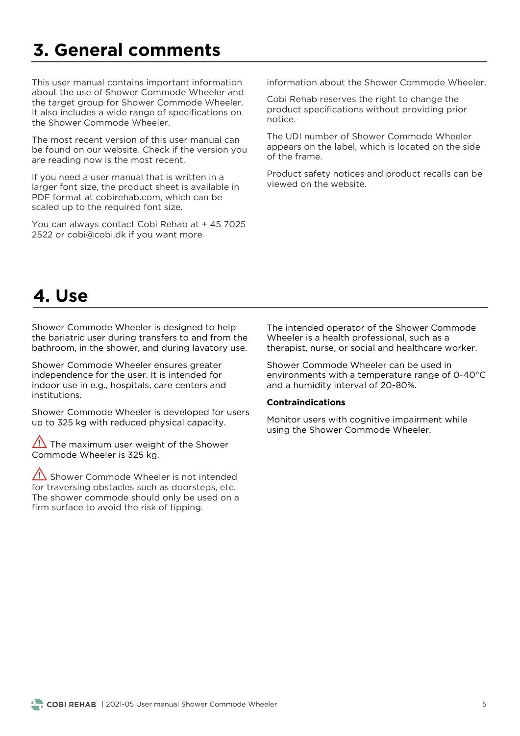# 3. General comments

This user manual contains important information about the use of Shower Commode Wheeler and the target group for Shower Commode Wheeler. It also includes a wide range of specifications on the Shower Commode Wheeler.

The most recent version of this user manual can be found on our website. Check if the version you are reading now is the most recent.

If you need a user manual that is written in a larger font size, the product sheet is available in PDF format at cobirehab.com, which can be scaled up to the required font size.

You can always contact Cobi Rehab at + 45 7025 2522 or cobi@cobi.dk if you want more information about the Shower Commode Wheeler.

Cobi Rehab reserves the right to change the product specifications without providing prior notice.

The UDI number of Shower Commode Wheeler appears on the label, which is located on the side of the frame.

Product safety notices and product recalls can be viewed on the website.

# 4. Use

Shower Commode Wheeler is designed to help the bariatric user during transfers to and from the bathroom, in the shower, and during lavatory use.

Shower Commode Wheeler ensures greater independence for the user. It is intended for indoor use in e.g., hospitals, care centers and institutions.

Shower Commode Wheeler is developed for users up to 325 kg with reduced physical capacity.

⚠ The maximum user weight of the Shower Commode Wheeler is 325 kg.

⚠ Shower Commode Wheeler is not intended for traversing obstacles such as doorsteps, etc. The shower commode should only be used on a firm surface to avoid the risk of tipping.

The intended operator of the Shower Commode Wheeler is a health professional, such as a therapist, nurse, or social and healthcare worker.

Shower Commode Wheeler can be used in environments with a temperature range of 0-40°C and a humidity interval of 20-80%.

**Contraindications**

Monitor users with cognitive impairment while using the Shower Commode Wheeler.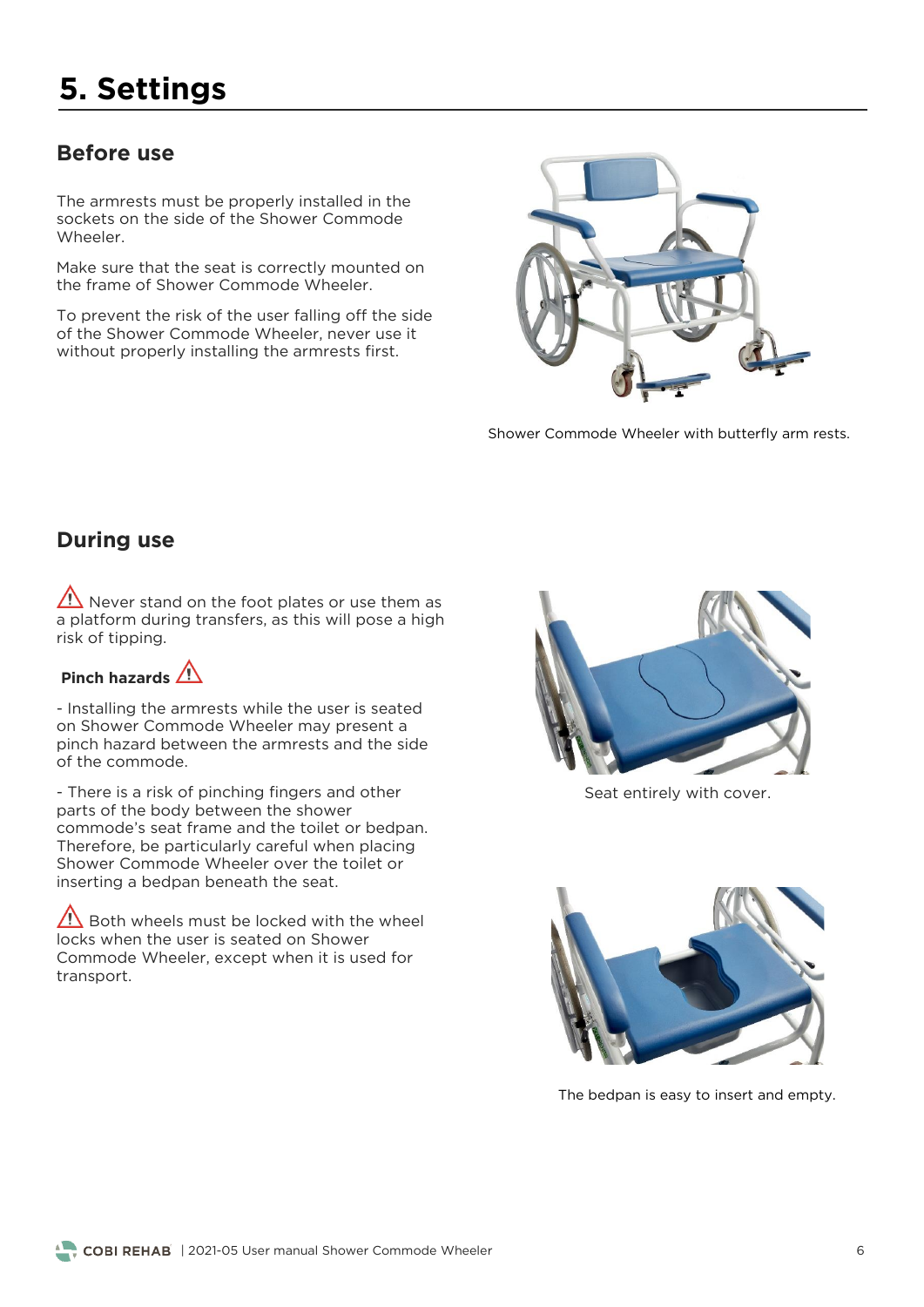# 5. Settings

## Before use

The armrests must be properly installed in the sockets on the side of the Shower Commode Wheeler.

Make sure that the seat is correctly mounted on the frame of Shower Commode Wheeler.

To prevent the risk of the user falling off the side of the Shower Commode Wheeler, never use it without properly installing the armrests first.

Shower Commode Wheeler with butterfly arm rests.

## During use

⚠ Never stand on the foot plates or use them as a platform during transfers, as this will pose a high risk of tipping.

**Pinch hazards** ⚠

- Installing the armrests while the user is seated on Shower Commode Wheeler may present a pinch hazard between the armrests and the side of the commode.

- There is a risk of pinching fingers and other parts of the body between the shower commode's seat frame and the toilet or bedpan. Therefore, be particularly careful when placing Shower Commode Wheeler over the toilet or inserting a bedpan beneath the seat.

⚠ Both wheels must be locked with the wheel locks when the user is seated on Shower Commode Wheeler, except when it is used for transport.

Seat entirely with cover.

The bedpan is easy to insert and empty.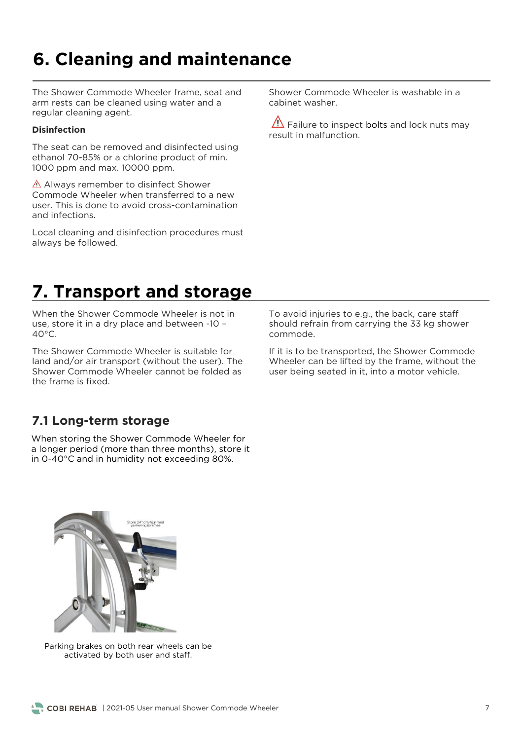# 6. Cleaning and maintenance

The Shower Commode Wheeler frame, seat and arm rests can be cleaned using water and a regular cleaning agent.

**Disinfection**

The seat can be removed and disinfected using ethanol 70-85% or a chlorine product of min. 1000 ppm and max. 10000 ppm.

⚠ Always remember to disinfect Shower Commode Wheeler when transferred to a new user. This is done to avoid cross-contamination and infections.

Local cleaning and disinfection procedures must always be followed.

Shower Commode Wheeler is washable in a cabinet washer.

⚠ Failure to inspect bolts and lock nuts may result in malfunction.

# 7. Transport and storage

When the Shower Commode Wheeler is not in use, store it in a dry place and between -10 – 40°C.

The Shower Commode Wheeler is suitable for land and/or air transport (without the user). The Shower Commode Wheeler cannot be folded as the frame is fixed.

To avoid injuries to e.g., the back, care staff should refrain from carrying the 33 kg shower commode.

If it is to be transported, the Shower Commode Wheeler can be lifted by the frame, without the user being seated in it, into a motor vehicle.

## 7.1 Long-term storage

When storing the Shower Commode Wheeler for a longer period (more than three months), store it in 0-40°C and in humidity not exceeding 80%.

Parking brakes on both rear wheels can be activated by both user and staff.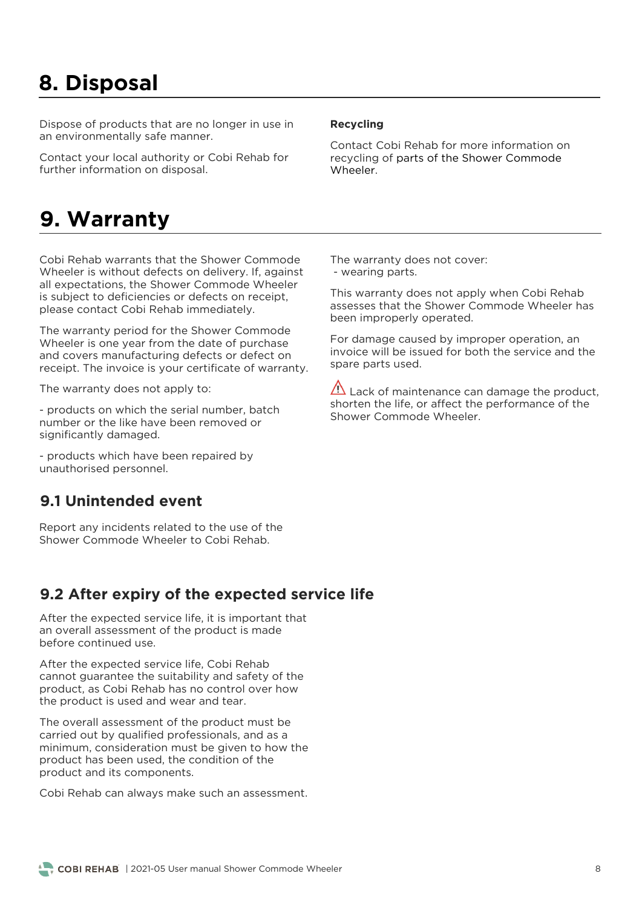# 8. Disposal

Dispose of products that are no longer in use in an environmentally safe manner.

Contact your local authority or Cobi Rehab for further information on disposal.

**Recycling**

Contact Cobi Rehab for more information on recycling of parts of the Shower Commode Wheeler.

# 9. Warranty

Cobi Rehab warrants that the Shower Commode Wheeler is without defects on delivery. If, against all expectations, the Shower Commode Wheeler is subject to deficiencies or defects on receipt, please contact Cobi Rehab immediately.

The warranty period for the Shower Commode Wheeler is one year from the date of purchase and covers manufacturing defects or defect on receipt. The invoice is your certificate of warranty.

The warranty does not apply to:

- products on which the serial number, batch number or the like have been removed or significantly damaged.

- products which have been repaired by unauthorised personnel.

The warranty does not cover:
- wearing parts.

This warranty does not apply when Cobi Rehab assesses that the Shower Commode Wheeler has been improperly operated.

For damage caused by improper operation, an invoice will be issued for both the service and the spare parts used.

⚠ Lack of maintenance can damage the product, shorten the life, or affect the performance of the Shower Commode Wheeler.

## 9.1 Unintended event

Report any incidents related to the use of the Shower Commode Wheeler to Cobi Rehab.

## 9.2 After expiry of the expected service life

After the expected service life, it is important that an overall assessment of the product is made before continued use.

After the expected service life, Cobi Rehab cannot guarantee the suitability and safety of the product, as Cobi Rehab has no control over how the product is used and wear and tear.

The overall assessment of the product must be carried out by qualified professionals, and as a minimum, consideration must be given to how the product has been used, the condition of the product and its components.

Cobi Rehab can always make such an assessment.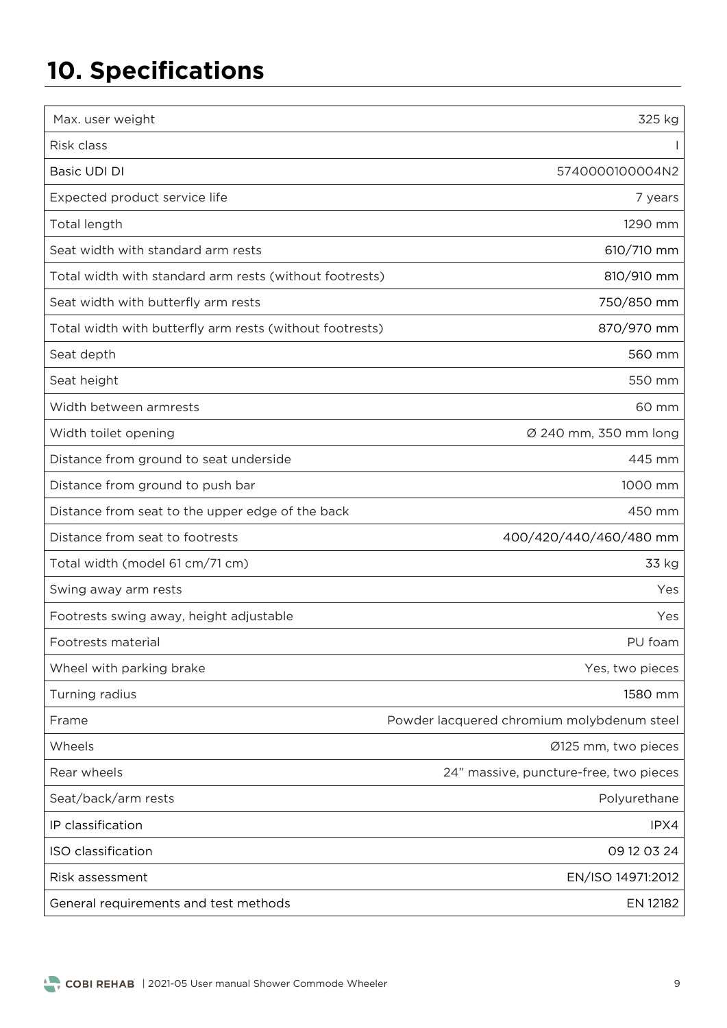# 10. Specifications

| Max. user weight | 325 kg |
|---|---|
| Risk class | I |
| Basic UDI DI | 5740000100004N2 |
| Expected product service life | 7 years |
| Total length | 1290 mm |
| Seat width with standard arm rests | 610/710 mm |
| Total width with standard arm rests (without footrests) | 810/910 mm |
| Seat width with butterfly arm rests | 750/850 mm |
| Total width with butterfly arm rests (without footrests) | 870/970 mm |
| Seat depth | 560 mm |
| Seat height | 550 mm |
| Width between armrests | 60 mm |
| Width toilet opening | Ø 240 mm, 350 mm long |
| Distance from ground to seat underside | 445 mm |
| Distance from ground to push bar | 1000 mm |
| Distance from seat to the upper edge of the back | 450 mm |
| Distance from seat to footrests | 400/420/440/460/480 mm |
| Total width (model 61 cm/71 cm) | 33 kg |
| Swing away arm rests | Yes |
| Footrests swing away, height adjustable | Yes |
| Footrests material | PU foam |
| Wheel with parking brake | Yes, two pieces |
| Turning radius | 1580 mm |
| Frame | Powder lacquered chromium molybdenum steel |
| Wheels | Ø125 mm, two pieces |
| Rear wheels | 24" massive, puncture-free, two pieces |
| Seat/back/arm rests | Polyurethane |
| IP classification | IPX4 |
| ISO classification | 09 12 03 24 |
| Risk assessment | EN/ISO 14971:2012 |
| General requirements and test methods | EN 12182 |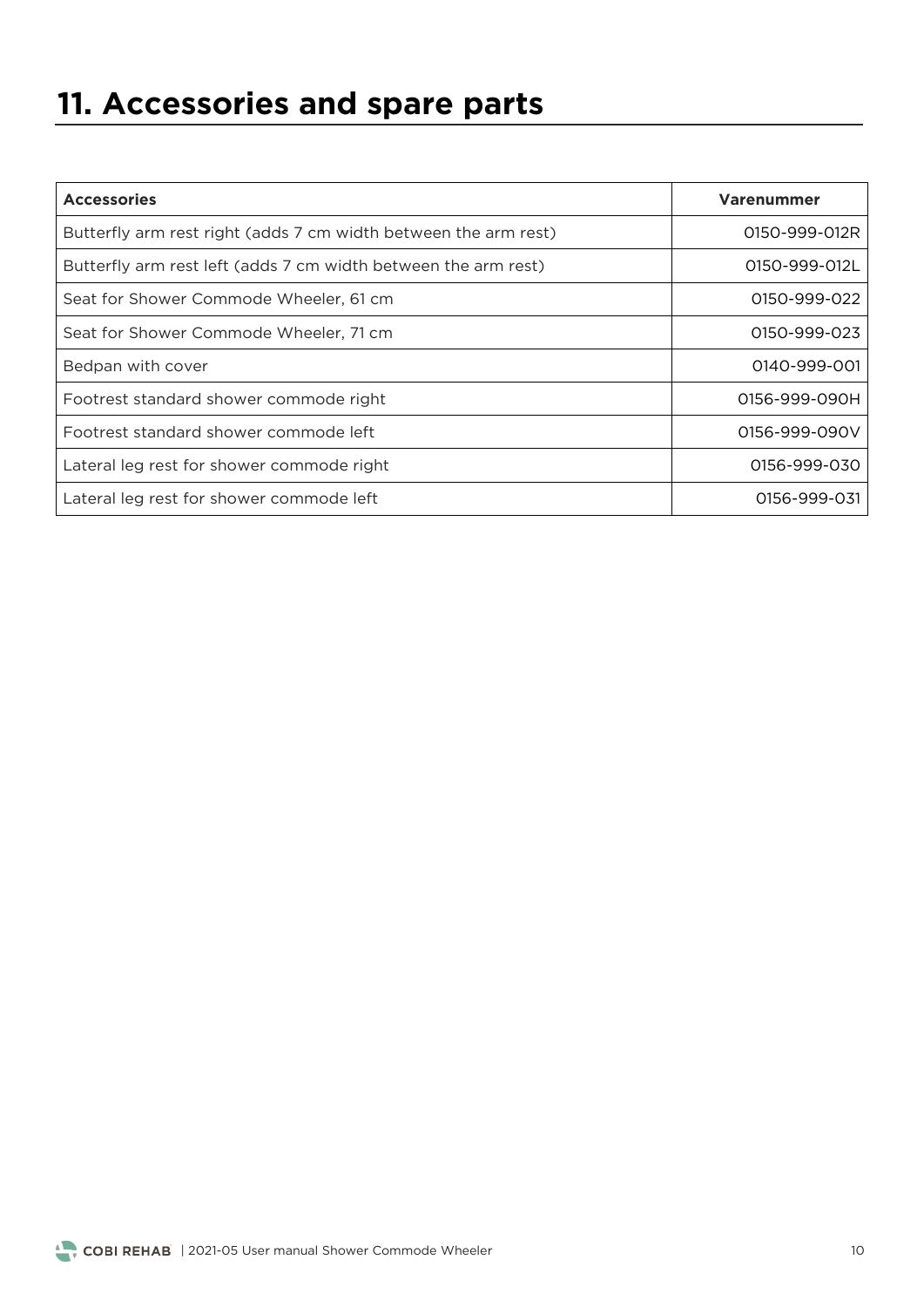# 11. Accessories and spare parts

| Accessories | Varenummer |
| --- | --- |
| Butterfly arm rest right (adds 7 cm width between the arm rest) | 0150-999-012R |
| Butterfly arm rest left (adds 7 cm width between the arm rest) | 0150-999-012L |
| Seat for Shower Commode Wheeler, 61 cm | 0150-999-022 |
| Seat for Shower Commode Wheeler, 71 cm | 0150-999-023 |
| Bedpan with cover | 0140-999-001 |
| Footrest standard shower commode right | 0156-999-090H |
| Footrest standard shower commode left | 0156-999-090V |
| Lateral leg rest for shower commode right | 0156-999-030 |
| Lateral leg rest for shower commode left | 0156-999-031 |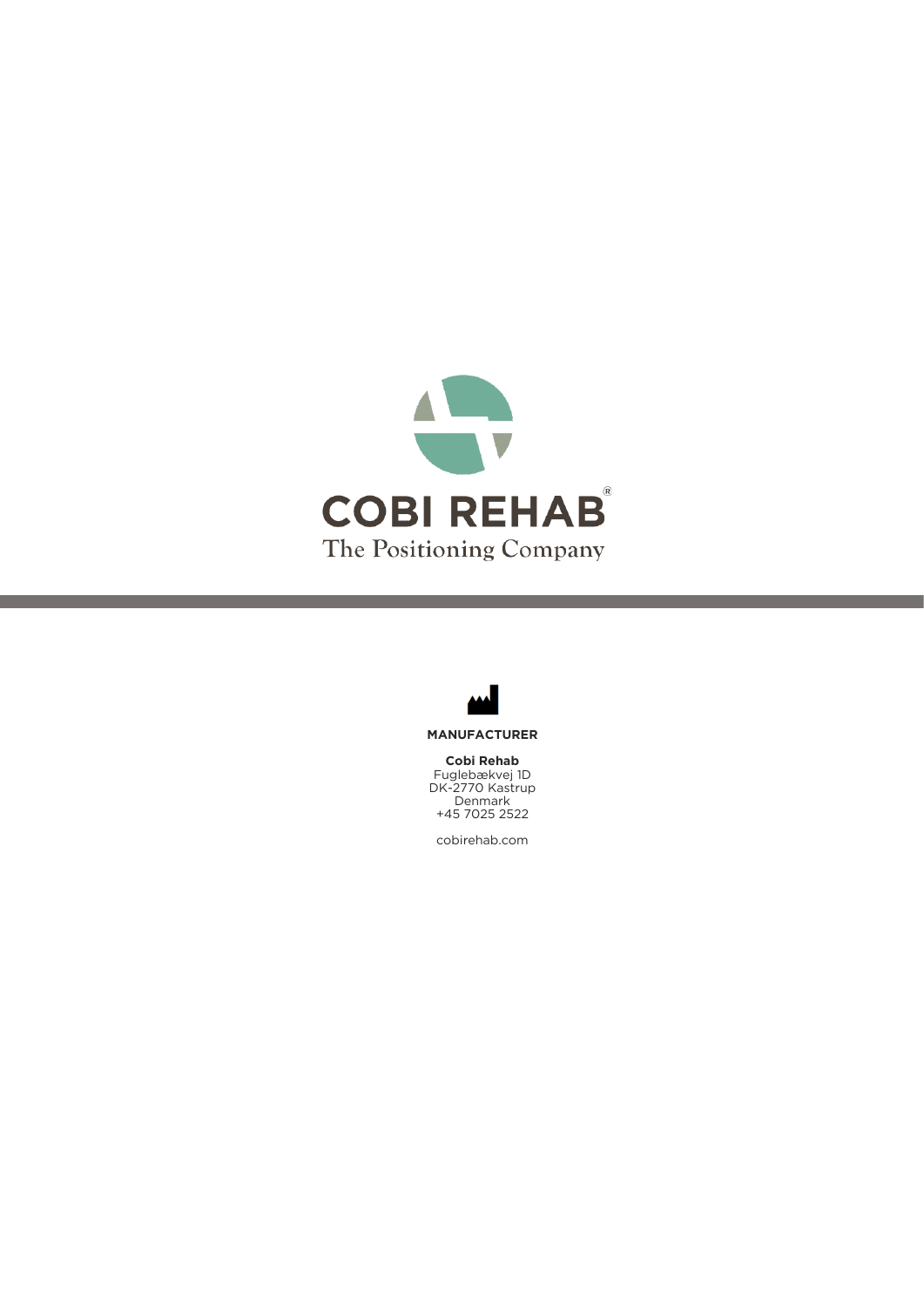COBI REHAB®

The Positioning Company

**MANUFACTURER**

**Cobi Rehab**
Fuglebækvej 1D
DK-2770 Kastrup
Denmark
+45 7025 2522

cobirehab.com